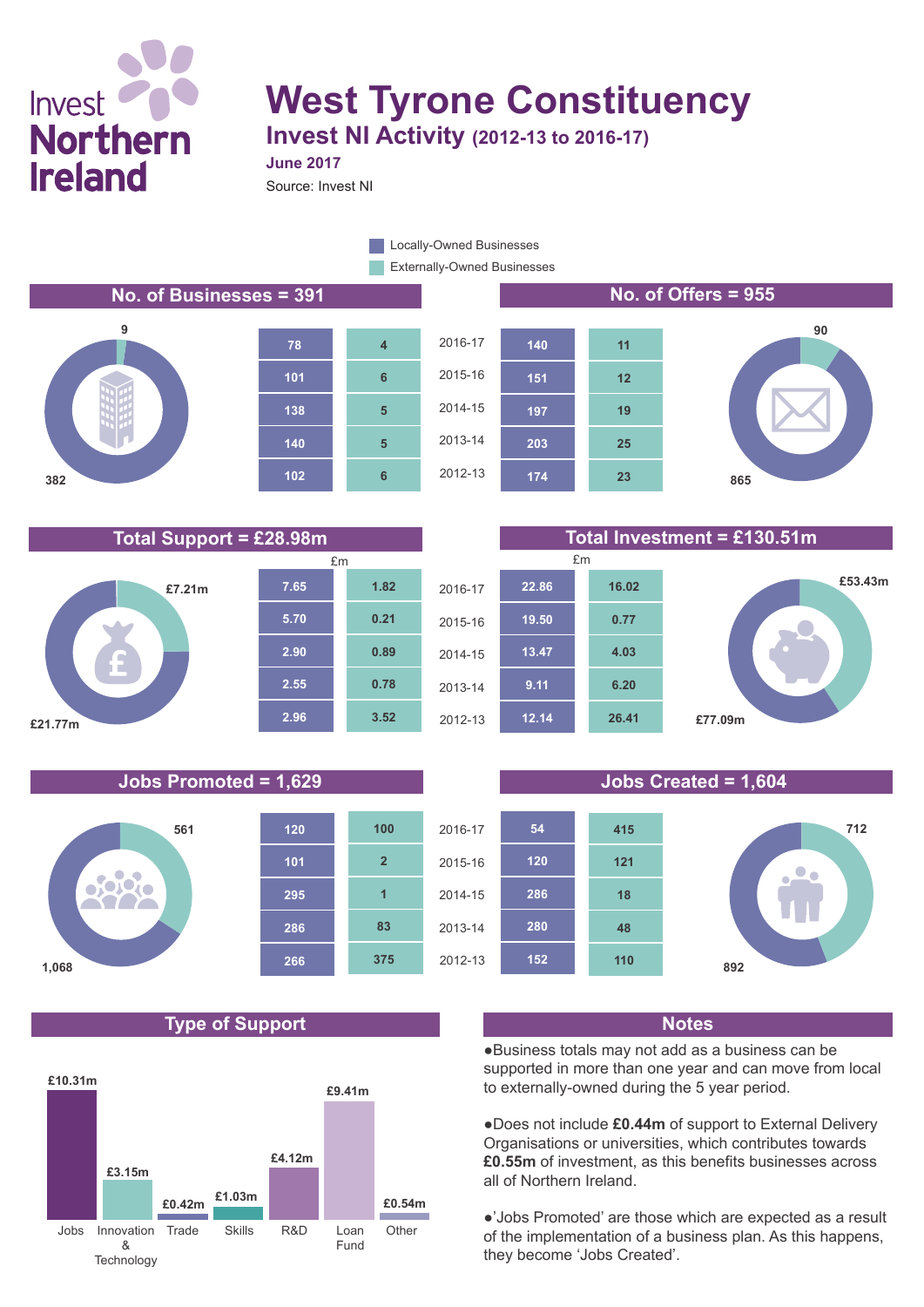Invest Northern Ireland

# West Tyrone Constituency

## Invest NI Activity (2012-13 to 2016-17)

**June 2017**

Source: Invest NI

Legend: Locally-Owned Businesses; Externally-Owned Businesses

## No. of Businesses = 391

Locally-Owned: 382; Externally-Owned: 9

| Year | Locally-Owned | Externally-Owned |
|---|---|---|
| 2016-17 | 78 | 4 |
| 2015-16 | 101 | 6 |
| 2014-15 | 138 | 5 |
| 2013-14 | 140 | 5 |
| 2012-13 | 102 | 6 |

## No. of Offers = 955

Locally-Owned: 865; Externally-Owned: 90

| Year | Locally-Owned | Externally-Owned |
|---|---|---|
| 2016-17 | 140 | 11 |
| 2015-16 | 151 | 12 |
| 2014-15 | 197 | 19 |
| 2013-14 | 203 | 25 |
| 2012-13 | 174 | 23 |

## Total Support = £28.98m

Locally-Owned: £21.77m; Externally-Owned: £7.21m

| Year | Locally-Owned (£m) | Externally-Owned (£m) |
|---|---|---|
| 2016-17 | 7.65 | 1.82 |
| 2015-16 | 5.70 | 0.21 |
| 2014-15 | 2.90 | 0.89 |
| 2013-14 | 2.55 | 0.78 |
| 2012-13 | 2.96 | 3.52 |

## Total Investment = £130.51m

Locally-Owned: £77.09m; Externally-Owned: £53.43m

| Year | Locally-Owned (£m) | Externally-Owned (£m) |
|---|---|---|
| 2016-17 | 22.86 | 16.02 |
| 2015-16 | 19.50 | 0.77 |
| 2014-15 | 13.47 | 4.03 |
| 2013-14 | 9.11 | 6.20 |
| 2012-13 | 12.14 | 26.41 |

## Jobs Promoted = 1,629

Locally-Owned: 1,068; Externally-Owned: 561

| Year | Locally-Owned | Externally-Owned |
|---|---|---|
| 2016-17 | 120 | 100 |
| 2015-16 | 101 | 2 |
| 2014-15 | 295 | 1 |
| 2013-14 | 286 | 83 |
| 2012-13 | 266 | 375 |

## Jobs Created = 1,604

Locally-Owned: 892; Externally-Owned: 712

| Year | Locally-Owned | Externally-Owned |
|---|---|---|
| 2016-17 | 54 | 415 |
| 2015-16 | 120 | 121 |
| 2014-15 | 286 | 18 |
| 2013-14 | 280 | 48 |
| 2012-13 | 152 | 110 |

## Type of Support

| Type | Amount |
|---|---|
| Jobs | £10.31m |
| Innovation & Technology | £3.15m |
| Trade | £0.42m |
| Skills | £1.03m |
| R&D | £4.12m |
| Loan Fund | £9.41m |
| Other | £0.54m |

## Notes

- Business totals may not add as a business can be supported in more than one year and can move from local to externally-owned during the 5 year period.
- Does not include **£0.44m** of support to External Delivery Organisations or universities, which contributes towards **£0.55m** of investment, as this benefits businesses across all of Northern Ireland.
- 'Jobs Promoted' are those which are expected as a result of the implementation of a business plan. As this happens, they become 'Jobs Created'.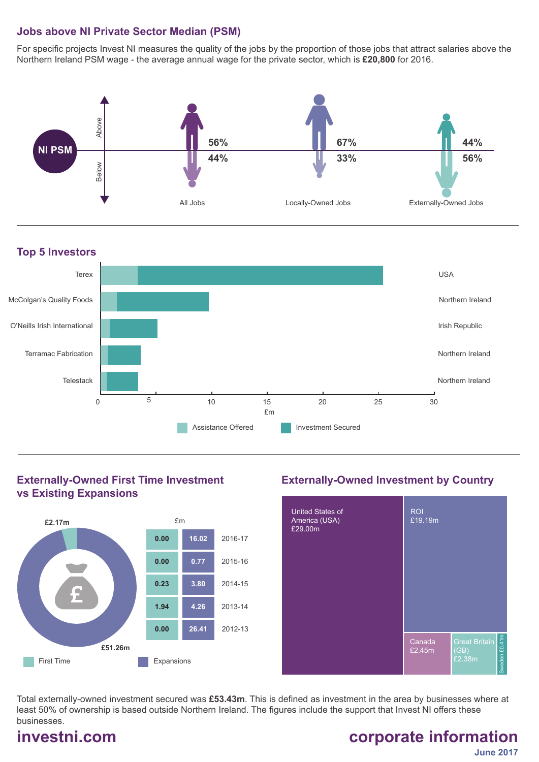## Jobs above NI Private Sector Median (PSM)

For specific projects Invest NI measures the quality of the jobs by the proportion of those jobs that attract salaries above the Northern Ireland PSM wage - the average annual wage for the private sector, which is **£20,800** for 2016.

NI PSM

Above

Below

56%
44%
All Jobs

67%
33%
Locally-Owned Jobs

44%
56%
Externally-Owned Jobs

## Top 5 Investors

Terex — USA

McColgan's Quality Foods — Northern Ireland

O'Neills Irish International — Irish Republic

Terramac Fabrication — Northern Ireland

Telestack — Northern Ireland

0 5 10 15 20 25 30

£m

Assistance Offered

Investment Secured

## Externally-Owned First Time Investment vs Existing Expansions

£2.17m

£51.26m

First Time

Expansions

£m

| First Time | Expansions | |
|---|---|---|
| 0.00 | 16.02 | 2016-17 |
| 0.00 | 0.77 | 2015-16 |
| 0.23 | 3.80 | 2014-15 |
| 1.94 | 4.26 | 2013-14 |
| 0.00 | 26.41 | 2012-13 |

## Externally-Owned Investment by Country

United States of America (USA) £29.00m

ROI £19.19m

Canada £2.45m

Great Britain (GB) £2.38m

Sweden £0.41m

Total externally-owned investment secured was **£53.43m**. This is defined as investment in the area by businesses where at least 50% of ownership is based outside Northern Ireland. The figures include the support that Invest NI offers these businesses.

investni.com

corporate information

June 2017